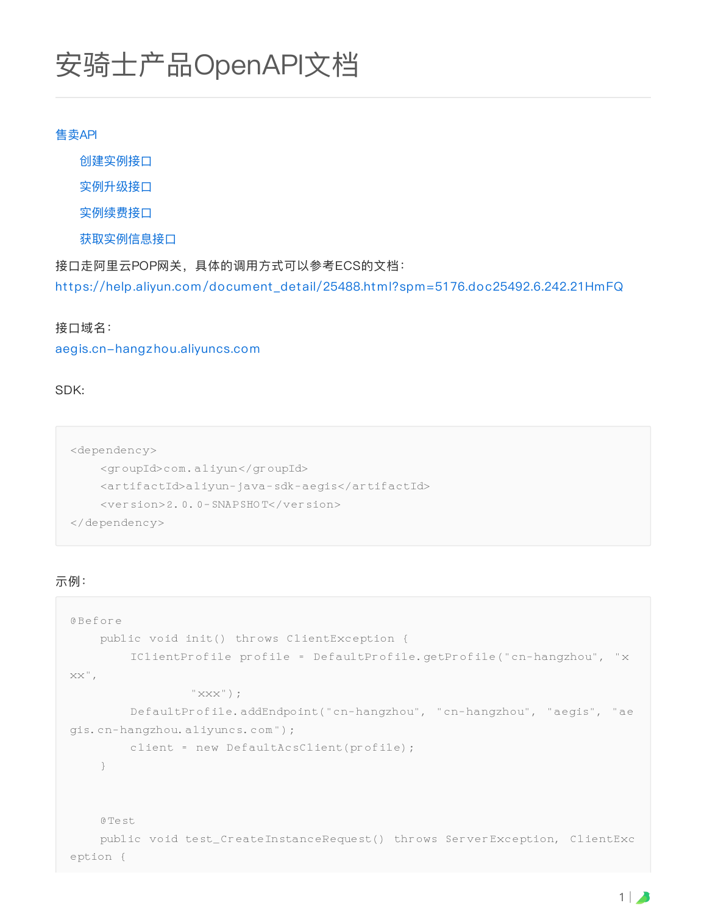# 安骑士产品OpenAPI文档

售卖API

- 创建实例接口
- 实例升级接口
- 实例续费接口
- 获取实例信息接口

接口走阿里云POP网关，具体的调用方式可以参考ECS的文档：
https://help.aliyun.com/document_detail/25488.html?spm=5176.doc25492.6.242.21HmFQ

接口域名：
aegis.cn-hangzhou.aliyuncs.com

SDK:

```
<dependency>
    <groupId>com.aliyun</groupId>
    <artifactId>aliyun-java-sdk-aegis</artifactId>
    <version>2.0.0-SNAPSHOT</version>
</dependency>
```

示例：

```
@Before
    public void init() throws ClientException {
        IClientProfile profile = DefaultProfile.getProfile("cn-hangzhou", "xxx",
                "xxx");
        DefaultProfile.addEndpoint("cn-hangzhou", "cn-hangzhou", "aegis", "aegis.cn-hangzhou.aliyuncs.com");
        client = new DefaultAcsClient(profile);
    }


    @Test
    public void test_CreateInstanceRequest() throws ServerException, ClientException {
```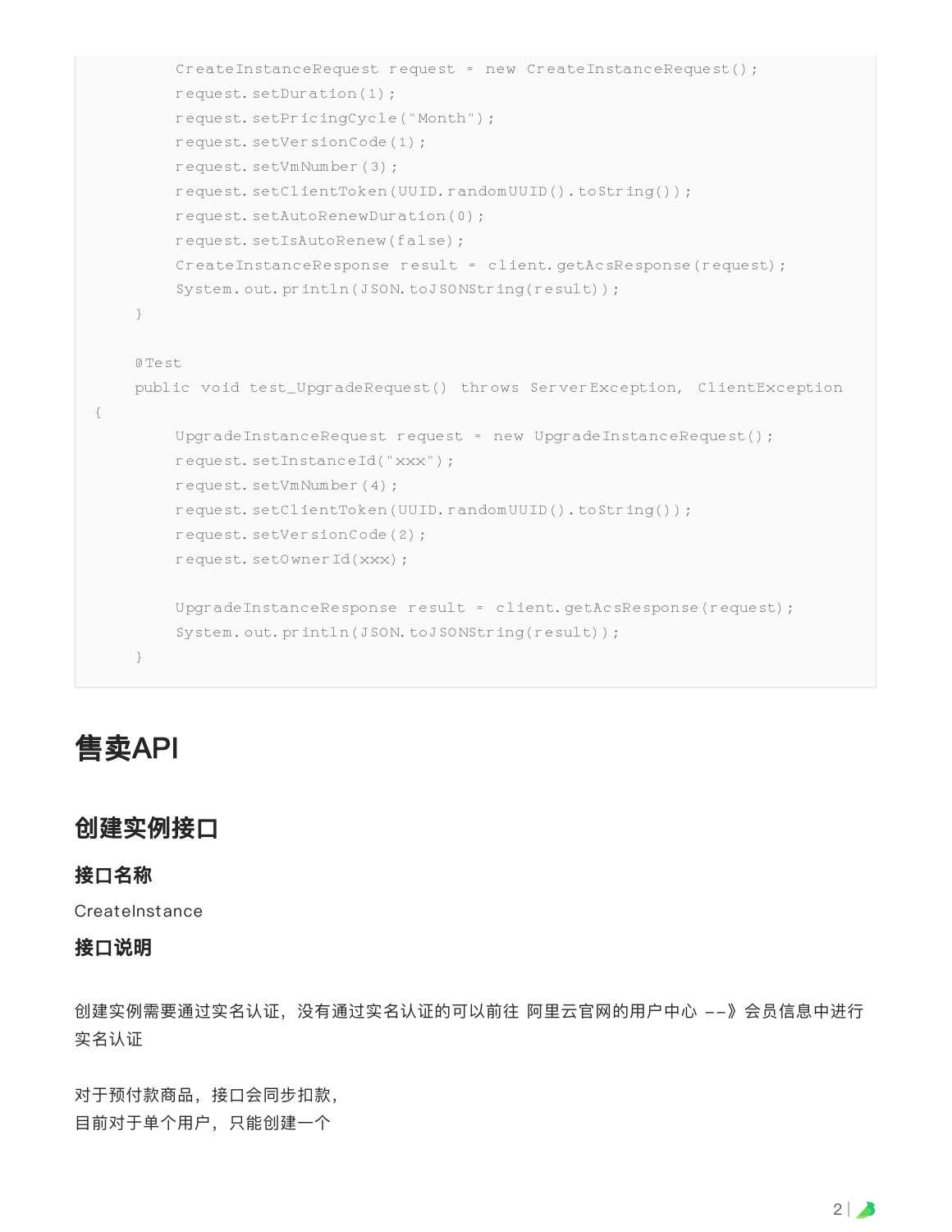```
        CreateInstanceRequest request = new CreateInstanceRequest();
        request.setDuration(1);
        request.setPricingCycle("Month");
        request.setVersionCode(1);
        request.setVmNumber(3);
        request.setClientToken(UUID.randomUUID().toString());
        request.setAutoRenewDuration(0);
        request.setIsAutoRenew(false);
        CreateInstanceResponse result = client.getAcsResponse(request);
        System.out.println(JSON.toJSONString(result));
    }

    @Test
    public void test_UpgradeRequest() throws ServerException, ClientException
{
        UpgradeInstanceRequest request = new UpgradeInstanceRequest();
        request.setInstanceId("xxx");
        request.setVmNumber(4);
        request.setClientToken(UUID.randomUUID().toString());
        request.setVersionCode(2);
        request.setOwnerId(xxx);

        UpgradeInstanceResponse result = client.getAcsResponse(request);
        System.out.println(JSON.toJSONString(result));
    }
```

# 售卖API

## 创建实例接口

### 接口名称

CreateInstance

### 接口说明

创建实例需要通过实名认证，没有通过实名认证的可以前往 阿里云官网的用户中心 --》会员信息中进行实名认证

对于预付款商品，接口会同步扣款，
目前对于单个用户，只能创建一个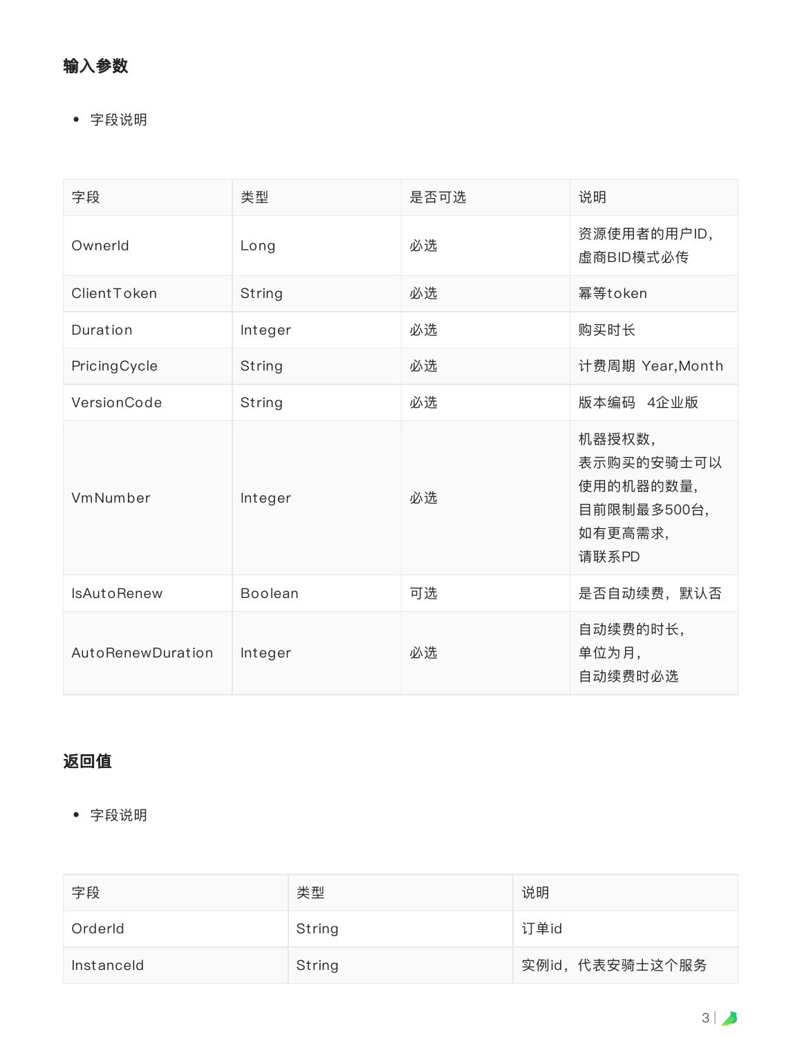### 输入参数

- 字段说明

| 字段 | 类型 | 是否可选 | 说明 |
| --- | --- | --- | --- |
| OwnerId | Long | 必选 | 资源使用者的用户ID，虚商BID模式必传 |
| ClientToken | String | 必选 | 幂等token |
| Duration | Integer | 必选 | 购买时长 |
| PricingCycle | String | 必选 | 计费周期 Year,Month |
| VersionCode | String | 必选 | 版本编码 4企业版 |
| VmNumber | Integer | 必选 | 机器授权数，表示购买的安骑士可以使用的机器的数量，目前限制最多500台，如有更高需求，请联系PD |
| IsAutoRenew | Boolean | 可选 | 是否自动续费，默认否 |
| AutoRenewDuration | Integer | 必选 | 自动续费的时长，单位为月，自动续费时必选 |

### 返回值

- 字段说明

| 字段 | 类型 | 说明 |
| --- | --- | --- |
| OrderId | String | 订单id |
| InstanceId | String | 实例id，代表安骑士这个服务 |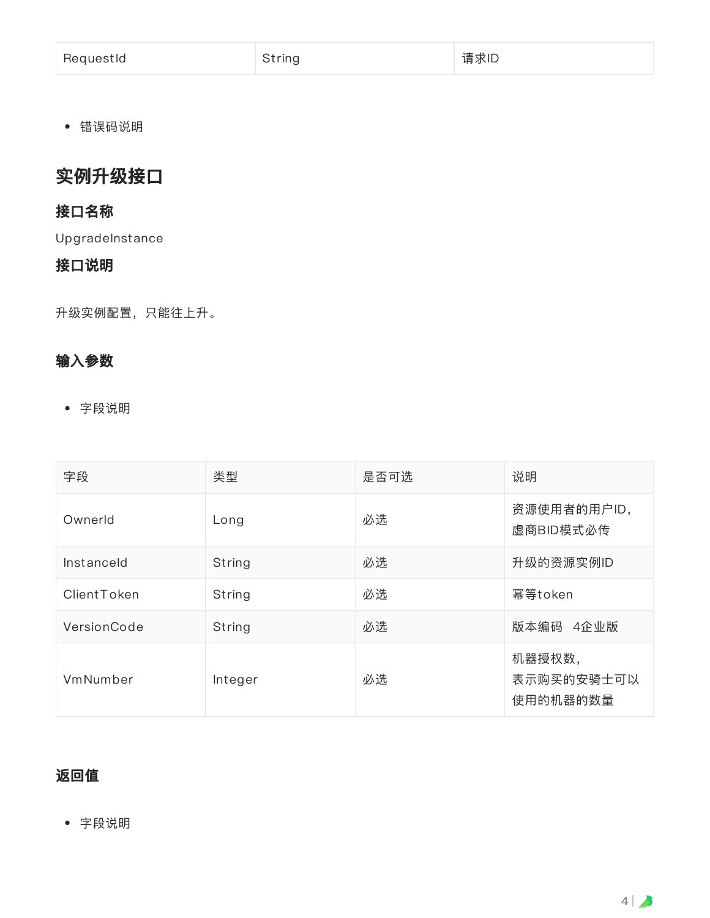| RequestId | String | 请求ID |
| --- | --- | --- |

- 错误码说明

## 实例升级接口

### 接口名称

UpgradeInstance

### 接口说明

升级实例配置，只能往上升。

### 输入参数

- 字段说明

| 字段 | 类型 | 是否可选 | 说明 |
| --- | --- | --- | --- |
| OwnerId | Long | 必选 | 资源使用者的用户ID，虚商BID模式必传 |
| InstanceId | String | 必选 | 升级的资源实例ID |
| ClientToken | String | 必选 | 幂等token |
| VersionCode | String | 必选 | 版本编码　4企业版 |
| VmNumber | Integer | 必选 | 机器授权数，表示购买的安骑士可以使用的机器的数量 |

### 返回值

- 字段说明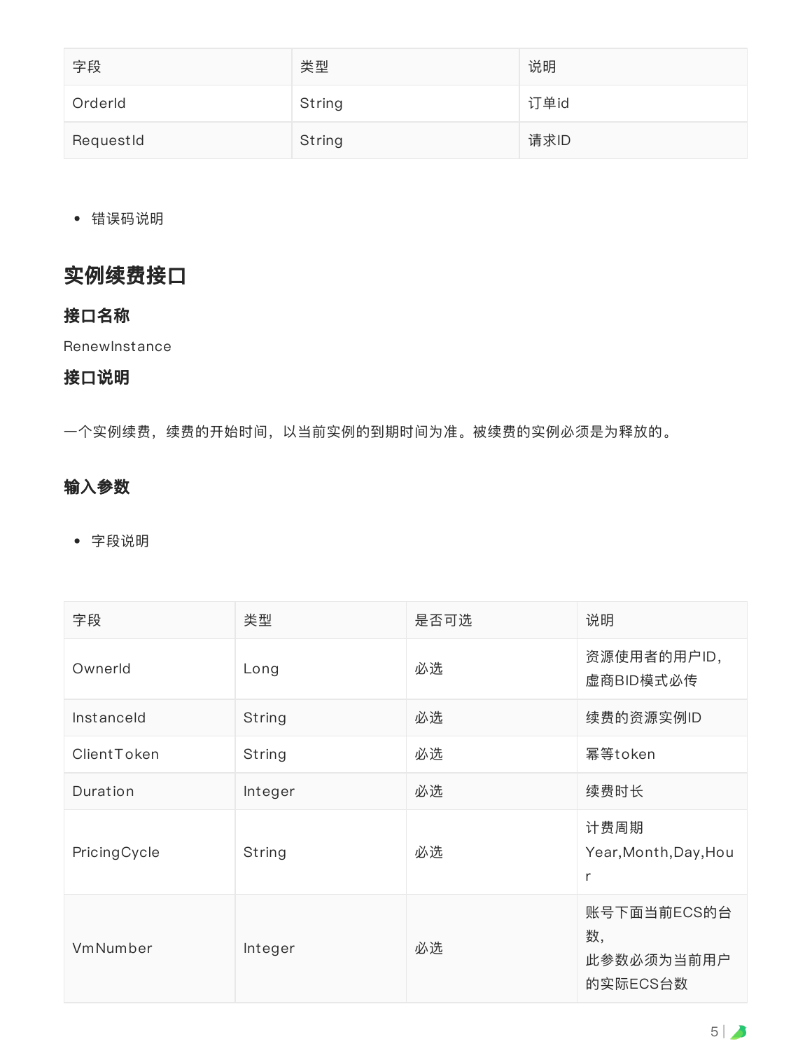| 字段 | 类型 | 说明 |
| --- | --- | --- |
| OrderId | String | 订单id |
| RequestId | String | 请求ID |

- 错误码说明

## 实例续费接口

### 接口名称

RenewInstance

### 接口说明

一个实例续费，续费的开始时间，以当前实例的到期时间为准。被续费的实例必须是为释放的。

### 输入参数

- 字段说明

| 字段 | 类型 | 是否可选 | 说明 |
| --- | --- | --- | --- |
| OwnerId | Long | 必选 | 资源使用者的用户ID，虚商BID模式必传 |
| InstanceId | String | 必选 | 续费的资源实例ID |
| ClientToken | String | 必选 | 幂等token |
| Duration | Integer | 必选 | 续费时长 |
| PricingCycle | String | 必选 | 计费周期 Year,Month,Day,Hour |
| VmNumber | Integer | 必选 | 账号下面当前ECS的台数，此参数必须为当前用户的实际ECS台数 |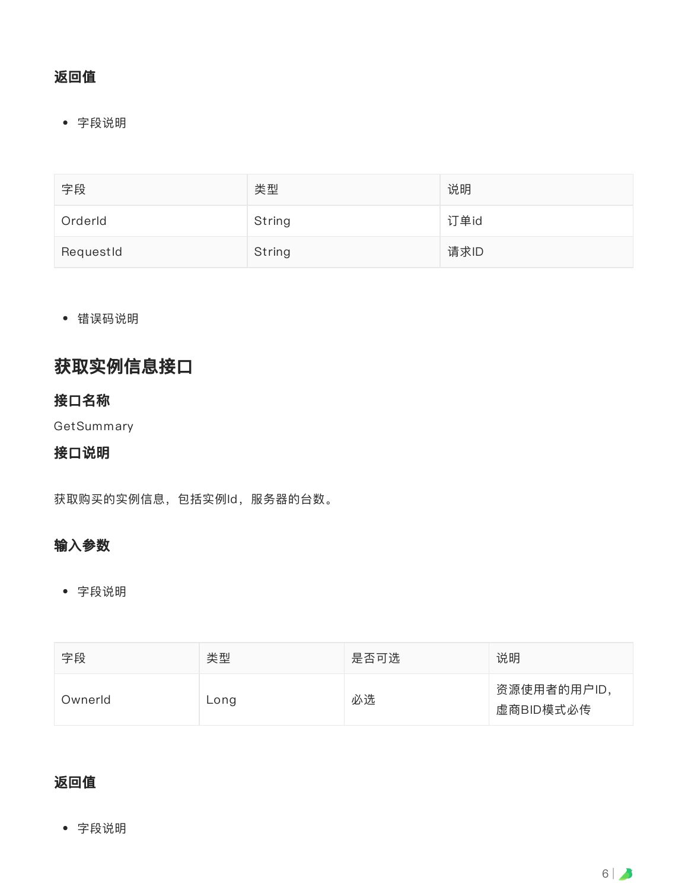### 返回值

- 字段说明

| 字段 | 类型 | 说明 |
| --- | --- | --- |
| OrderId | String | 订单id |
| RequestId | String | 请求ID |

- 错误码说明

## 获取实例信息接口

### 接口名称

GetSummary

### 接口说明

获取购买的实例信息，包括实例Id，服务器的台数。

### 输入参数

- 字段说明

| 字段 | 类型 | 是否可选 | 说明 |
| --- | --- | --- | --- |
| OwnerId | Long | 必选 | 资源使用者的用户ID，虚商BID模式必传 |

### 返回值

- 字段说明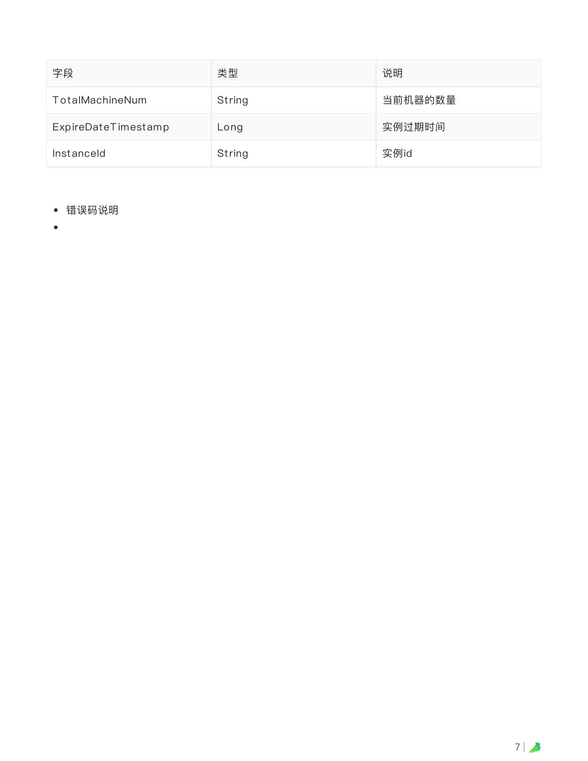| 字段 | 类型 | 说明 |
| --- | --- | --- |
| TotalMachineNum | String | 当前机器的数量 |
| ExpireDateTimestamp | Long | 实例过期时间 |
| InstanceId | String | 实例id |

- 错误码说明
-